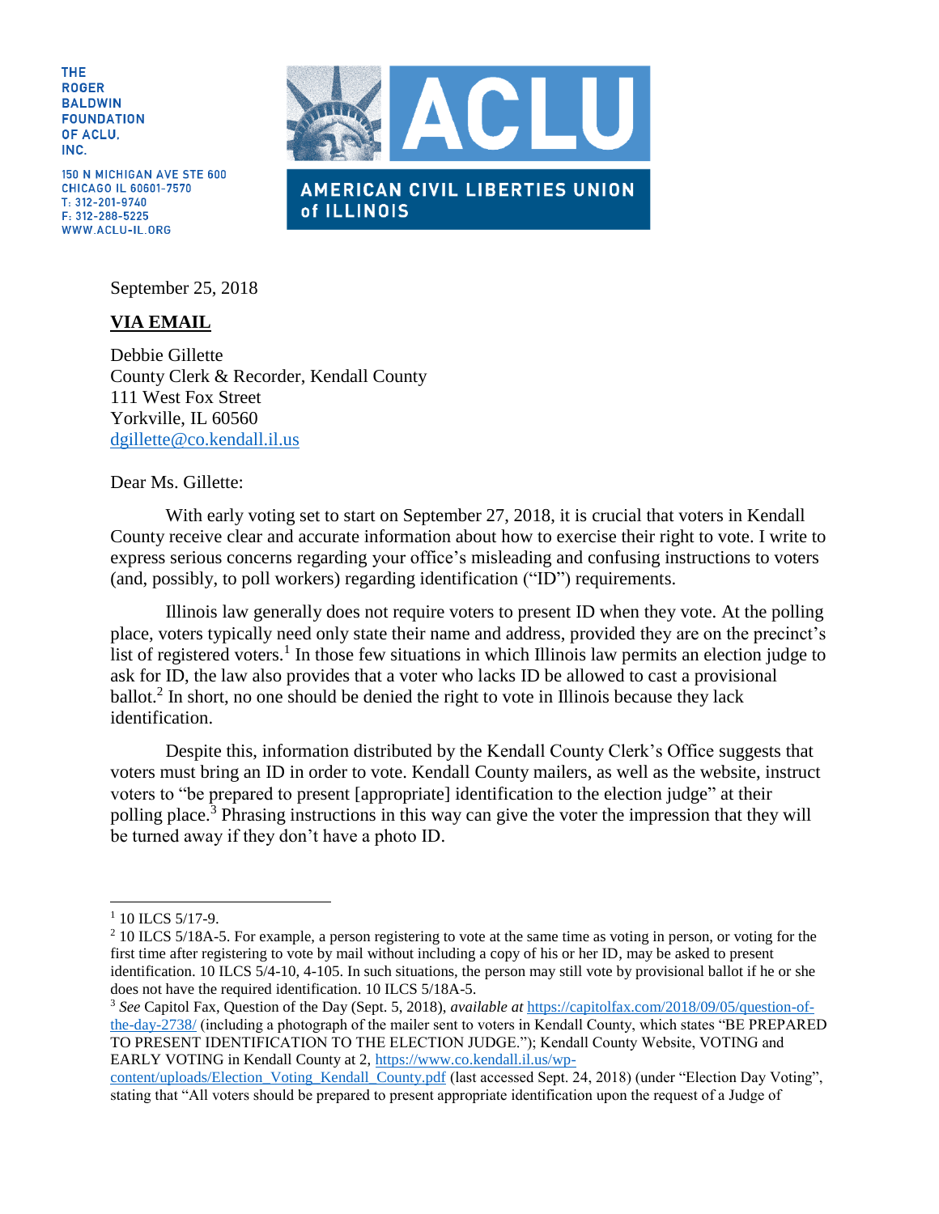THE ROGER BALDWIN FOUNDATION OF ACLU, INC.

150 N MICHIGAN AVE STE 600
CHICAGO IL 60601-7570
T: 312-201-9740
F: 312-288-5225
WWW.ACLU-IL.ORG

ACLU
AMERICAN CIVIL LIBERTIES UNION of ILLINOIS

September 25, 2018

**VIA EMAIL**

Debbie Gillette
County Clerk & Recorder, Kendall County
111 West Fox Street
Yorkville, IL 60560
dgillette@co.kendall.il.us

Dear Ms. Gillette:

With early voting set to start on September 27, 2018, it is crucial that voters in Kendall County receive clear and accurate information about how to exercise their right to vote. I write to express serious concerns regarding your office's misleading and confusing instructions to voters (and, possibly, to poll workers) regarding identification ("ID") requirements.

Illinois law generally does not require voters to present ID when they vote. At the polling place, voters typically need only state their name and address, provided they are on the precinct's list of registered voters.[1] In those few situations in which Illinois law permits an election judge to ask for ID, the law also provides that a voter who lacks ID be allowed to cast a provisional ballot.[2] In short, no one should be denied the right to vote in Illinois because they lack identification.

Despite this, information distributed by the Kendall County Clerk's Office suggests that voters must bring an ID in order to vote. Kendall County mailers, as well as the website, instruct voters to "be prepared to present [appropriate] identification to the election judge" at their polling place.[3] Phrasing instructions in this way can give the voter the impression that they will be turned away if they don't have a photo ID.

---

[1] 10 ILCS 5/17-9.

[2] 10 ILCS 5/18A-5. For example, a person registering to vote at the same time as voting in person, or voting for the first time after registering to vote by mail without including a copy of his or her ID, may be asked to present identification. 10 ILCS 5/4-10, 4-105. In such situations, the person may still vote by provisional ballot if he or she does not have the required identification. 10 ILCS 5/18A-5.

[3] *See* Capitol Fax, Question of the Day (Sept. 5, 2018), *available at* https://capitolfax.com/2018/09/05/question-of-the-day-2738/ (including a photograph of the mailer sent to voters in Kendall County, which states "BE PREPARED TO PRESENT IDENTIFICATION TO THE ELECTION JUDGE."); Kendall County Website, VOTING and EARLY VOTING in Kendall County at 2, https://www.co.kendall.il.us/wp-content/uploads/Election_Voting_Kendall_County.pdf (last accessed Sept. 24, 2018) (under "Election Day Voting", stating that "All voters should be prepared to present appropriate identification upon the request of a Judge of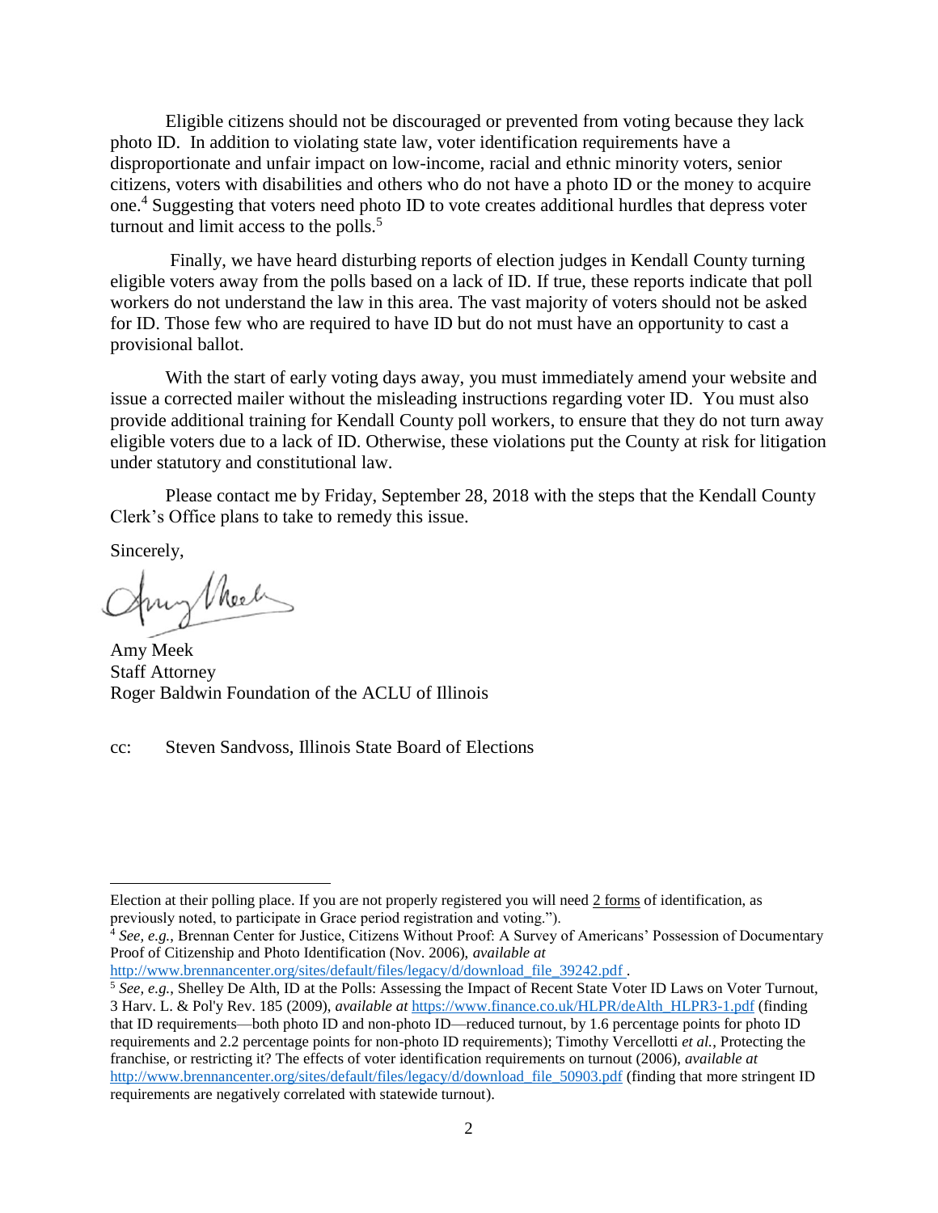Eligible citizens should not be discouraged or prevented from voting because they lack photo ID. In addition to violating state law, voter identification requirements have a disproportionate and unfair impact on low-income, racial and ethnic minority voters, senior citizens, voters with disabilities and others who do not have a photo ID or the money to acquire one.[4] Suggesting that voters need photo ID to vote creates additional hurdles that depress voter turnout and limit access to the polls.[5]

Finally, we have heard disturbing reports of election judges in Kendall County turning eligible voters away from the polls based on a lack of ID. If true, these reports indicate that poll workers do not understand the law in this area. The vast majority of voters should not be asked for ID. Those few who are required to have ID but do not must have an opportunity to cast a provisional ballot.

With the start of early voting days away, you must immediately amend your website and issue a corrected mailer without the misleading instructions regarding voter ID. You must also provide additional training for Kendall County poll workers, to ensure that they do not turn away eligible voters due to a lack of ID. Otherwise, these violations put the County at risk for litigation under statutory and constitutional law.

Please contact me by Friday, September 28, 2018 with the steps that the Kendall County Clerk's Office plans to take to remedy this issue.

Sincerely,

Amy Meek
Staff Attorney
Roger Baldwin Foundation of the ACLU of Illinois

cc: Steven Sandvoss, Illinois State Board of Elections

---

Election at their polling place. If you are not properly registered you will need 2 forms of identification, as previously noted, to participate in Grace period registration and voting.").

[4] *See, e.g.*, Brennan Center for Justice, Citizens Without Proof: A Survey of Americans' Possession of Documentary Proof of Citizenship and Photo Identification (Nov. 2006), *available at* http://www.brennancenter.org/sites/default/files/legacy/d/download_file_39242.pdf .

[5] *See, e.g.*, Shelley De Alth, ID at the Polls: Assessing the Impact of Recent State Voter ID Laws on Voter Turnout, 3 Harv. L. & Pol'y Rev. 185 (2009), *available at* https://www.finance.co.uk/HLPR/deAlth_HLPR3-1.pdf (finding that ID requirements—both photo ID and non-photo ID—reduced turnout, by 1.6 percentage points for photo ID requirements and 2.2 percentage points for non-photo ID requirements); Timothy Vercellotti *et al.*, Protecting the franchise, or restricting it? The effects of voter identification requirements on turnout (2006), *available at* http://www.brennancenter.org/sites/default/files/legacy/d/download_file_50903.pdf (finding that more stringent ID requirements are negatively correlated with statewide turnout).